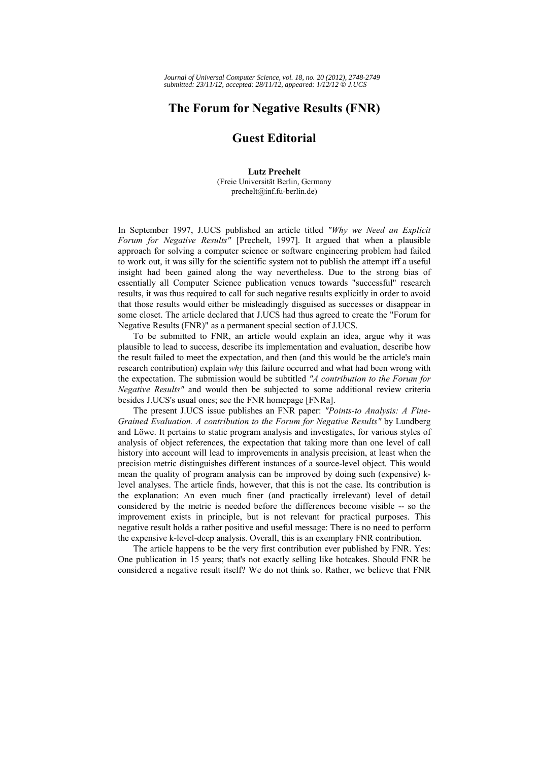# The Forum for Negative Results (FNR)

## Guest Editorial

**Lutz Prechelt**
(Freie Universität Berlin, Germany
prechelt@inf.fu-berlin.de)

In September 1997, J.UCS published an article titled *"Why we Need an Explicit Forum for Negative Results"* [Prechelt, 1997]. It argued that when a plausible approach for solving a computer science or software engineering problem had failed to work out, it was silly for the scientific system not to publish the attempt iff a useful insight had been gained along the way nevertheless. Due to the strong bias of essentially all Computer Science publication venues towards "successful" research results, it was thus required to call for such negative results explicitly in order to avoid that those results would either be misleadingly disguised as successes or disappear in some closet. The article declared that J.UCS had thus agreed to create the "Forum for Negative Results (FNR)" as a permanent special section of J.UCS.

To be submitted to FNR, an article would explain an idea, argue why it was plausible to lead to success, describe its implementation and evaluation, describe how the result failed to meet the expectation, and then (and this would be the article's main research contribution) explain *why* this failure occurred and what had been wrong with the expectation. The submission would be subtitled *"A contribution to the Forum for Negative Results"* and would then be subjected to some additional review criteria besides J.UCS's usual ones; see the FNR homepage [FNRa].

The present J.UCS issue publishes an FNR paper: *"Points-to Analysis: A Fine-Grained Evaluation. A contribution to the Forum for Negative Results"* by Lundberg and Löwe. It pertains to static program analysis and investigates, for various styles of analysis of object references, the expectation that taking more than one level of call history into account will lead to improvements in analysis precision, at least when the precision metric distinguishes different instances of a source-level object. This would mean the quality of program analysis can be improved by doing such (expensive) k-level analyses. The article finds, however, that this is not the case. Its contribution is the explanation: An even much finer (and practically irrelevant) level of detail considered by the metric is needed before the differences become visible -- so the improvement exists in principle, but is not relevant for practical purposes. This negative result holds a rather positive and useful message: There is no need to perform the expensive k-level-deep analysis. Overall, this is an exemplary FNR contribution.

The article happens to be the very first contribution ever published by FNR. Yes: One publication in 15 years; that's not exactly selling like hotcakes. Should FNR be considered a negative result itself? We do not think so. Rather, we believe that FNR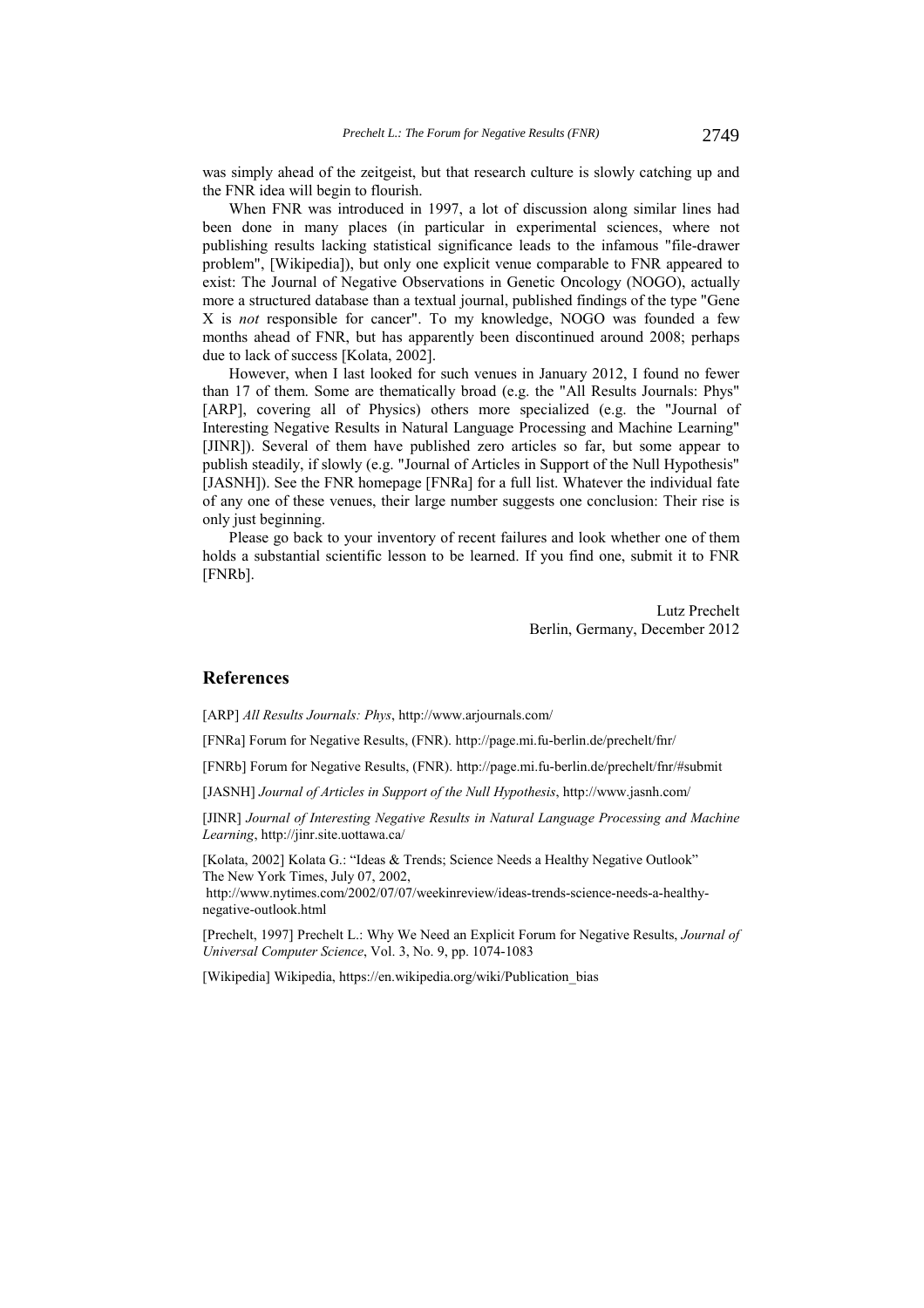was simply ahead of the zeitgeist, but that research culture is slowly catching up and the FNR idea will begin to flourish.

When FNR was introduced in 1997, a lot of discussion along similar lines had been done in many places (in particular in experimental sciences, where not publishing results lacking statistical significance leads to the infamous "file-drawer problem", [Wikipedia]), but only one explicit venue comparable to FNR appeared to exist: The Journal of Negative Observations in Genetic Oncology (NOGO), actually more a structured database than a textual journal, published findings of the type "Gene X is *not* responsible for cancer". To my knowledge, NOGO was founded a few months ahead of FNR, but has apparently been discontinued around 2008; perhaps due to lack of success [Kolata, 2002].

However, when I last looked for such venues in January 2012, I found no fewer than 17 of them. Some are thematically broad (e.g. the "All Results Journals: Phys" [ARP], covering all of Physics) others more specialized (e.g. the "Journal of Interesting Negative Results in Natural Language Processing and Machine Learning" [JINR]). Several of them have published zero articles so far, but some appear to publish steadily, if slowly (e.g. "Journal of Articles in Support of the Null Hypothesis" [JASNH]). See the FNR homepage [FNRa] for a full list. Whatever the individual fate of any one of these venues, their large number suggests one conclusion: Their rise is only just beginning.

Please go back to your inventory of recent failures and look whether one of them holds a substantial scientific lesson to be learned. If you find one, submit it to FNR [FNRb].

Lutz Prechelt
Berlin, Germany, December 2012

## References

[ARP] *All Results Journals: Phys*, http://www.arjournals.com/

[FNRa] Forum for Negative Results, (FNR). http://page.mi.fu-berlin.de/prechelt/fnr/

[FNRb] Forum for Negative Results, (FNR). http://page.mi.fu-berlin.de/prechelt/fnr/#submit

[JASNH] *Journal of Articles in Support of the Null Hypothesis*, http://www.jasnh.com/

[JINR] *Journal of Interesting Negative Results in Natural Language Processing and Machine Learning*, http://jinr.site.uottawa.ca/

[Kolata, 2002] Kolata G.: "Ideas & Trends; Science Needs a Healthy Negative Outlook" The New York Times, July 07, 2002, http://www.nytimes.com/2002/07/07/weekinreview/ideas-trends-science-needs-a-healthy-negative-outlook.html

[Prechelt, 1997] Prechelt L.: Why We Need an Explicit Forum for Negative Results, *Journal of Universal Computer Science*, Vol. 3, No. 9, pp. 1074-1083

[Wikipedia] Wikipedia, https://en.wikipedia.org/wiki/Publication_bias